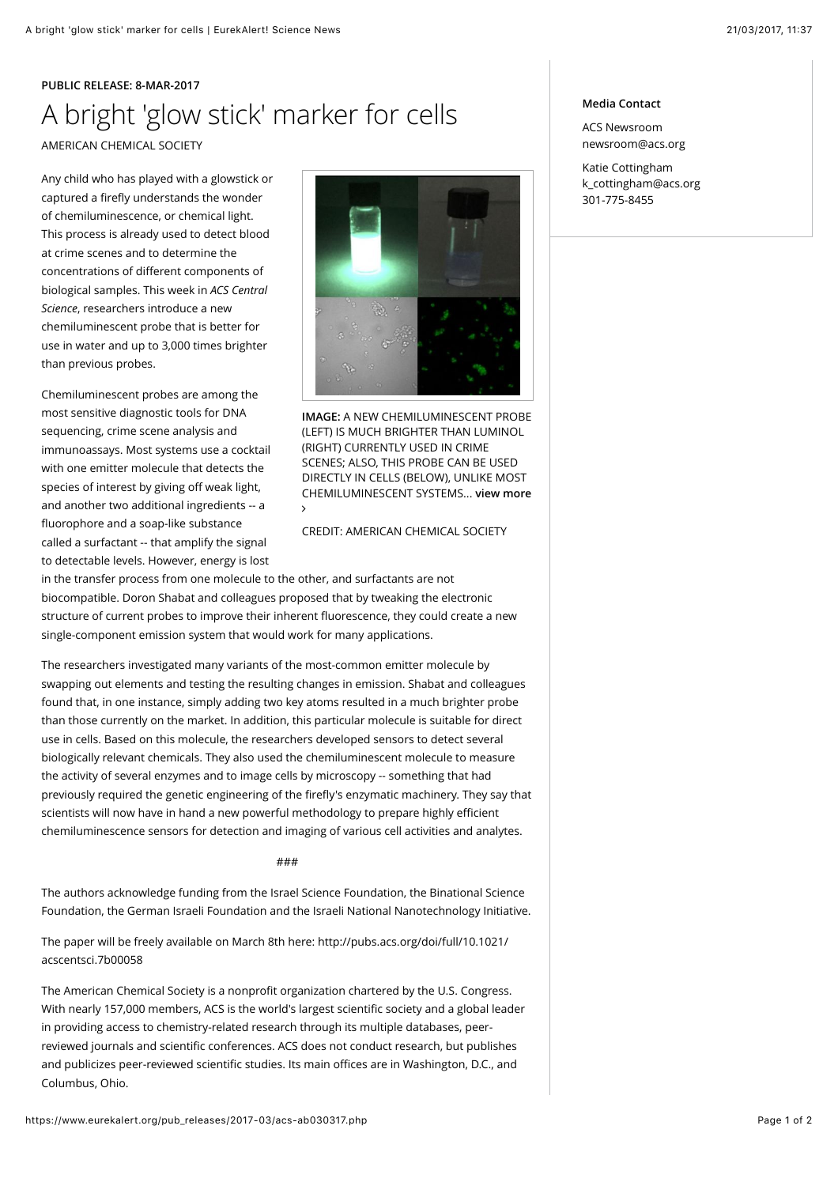**PUBLIC RELEASE: 8-MAR-2017**

# A bright 'glow stick' marker for cells

AMERICAN CHEMICAL SOCIETY

Any child who has played with a glowstick or captured a firefly understands the wonder of chemiluminescence, or chemical light. This process is already used to detect blood at crime scenes and to determine the concentrations of different components of biological samples. This week in *ACS Central Science*, researchers introduce a new chemiluminescent probe that is better for use in water and up to 3,000 times brighter than previous probes.

**IMAGE:** A NEW CHEMILUMINESCENT PROBE (LEFT) IS MUCH BRIGHTER THAN LUMINOL (RIGHT) CURRENTLY USED IN CRIME SCENES; ALSO, THIS PROBE CAN BE USED DIRECTLY IN CELLS (BELOW), UNLIKE MOST CHEMILUMINESCENT SYSTEMS... **view more ›**

CREDIT: AMERICAN CHEMICAL SOCIETY

Chemiluminescent probes are among the most sensitive diagnostic tools for DNA sequencing, crime scene analysis and immunoassays. Most systems use a cocktail with one emitter molecule that detects the species of interest by giving off weak light, and another two additional ingredients -- a fluorophore and a soap-like substance called a surfactant -- that amplify the signal to detectable levels. However, energy is lost in the transfer process from one molecule to the other, and surfactants are not biocompatible. Doron Shabat and colleagues proposed that by tweaking the electronic structure of current probes to improve their inherent fluorescence, they could create a new single-component emission system that would work for many applications.

The researchers investigated many variants of the most-common emitter molecule by swapping out elements and testing the resulting changes in emission. Shabat and colleagues found that, in one instance, simply adding two key atoms resulted in a much brighter probe than those currently on the market. In addition, this particular molecule is suitable for direct use in cells. Based on this molecule, the researchers developed sensors to detect several biologically relevant chemicals. They also used the chemiluminescent molecule to measure the activity of several enzymes and to image cells by microscopy -- something that had previously required the genetic engineering of the firefly's enzymatic machinery. They say that scientists will now have in hand a new powerful methodology to prepare highly efficient chemiluminescence sensors for detection and imaging of various cell activities and analytes.

###

The authors acknowledge funding from the Israel Science Foundation, the Binational Science Foundation, the German Israeli Foundation and the Israeli National Nanotechnology Initiative.

The paper will be freely available on March 8th here: http://pubs.acs.org/doi/full/10.1021/acscentsci.7b00058

The American Chemical Society is a nonprofit organization chartered by the U.S. Congress. With nearly 157,000 members, ACS is the world's largest scientific society and a global leader in providing access to chemistry-related research through its multiple databases, peer-reviewed journals and scientific conferences. ACS does not conduct research, but publishes and publicizes peer-reviewed scientific studies. Its main offices are in Washington, D.C., and Columbus, Ohio.

**Media Contact**

ACS Newsroom
newsroom@acs.org

Katie Cottingham
k_cottingham@acs.org
301-775-8455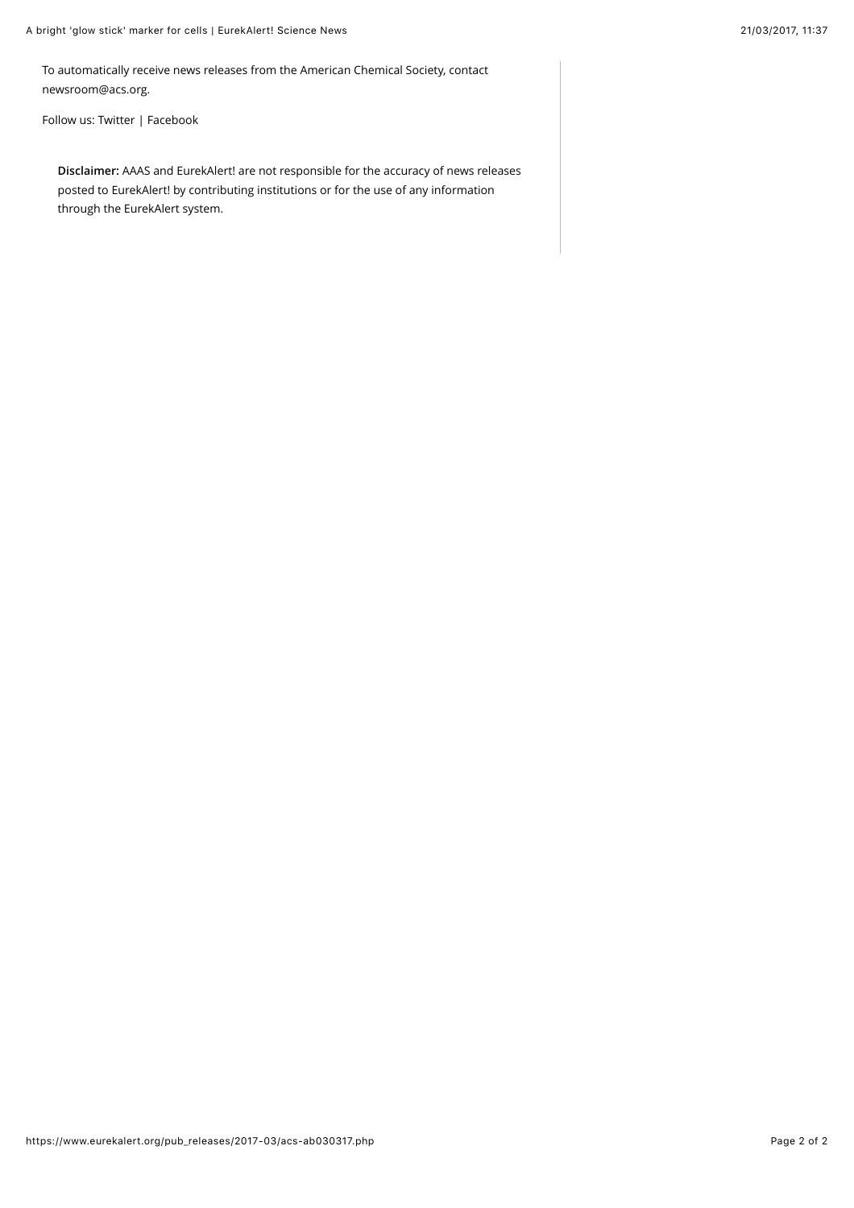To automatically receive news releases from the American Chemical Society, contact newsroom@acs.org.

Follow us: Twitter | Facebook

**Disclaimer:** AAAS and EurekAlert! are not responsible for the accuracy of news releases posted to EurekAlert! by contributing institutions or for the use of any information through the EurekAlert system.